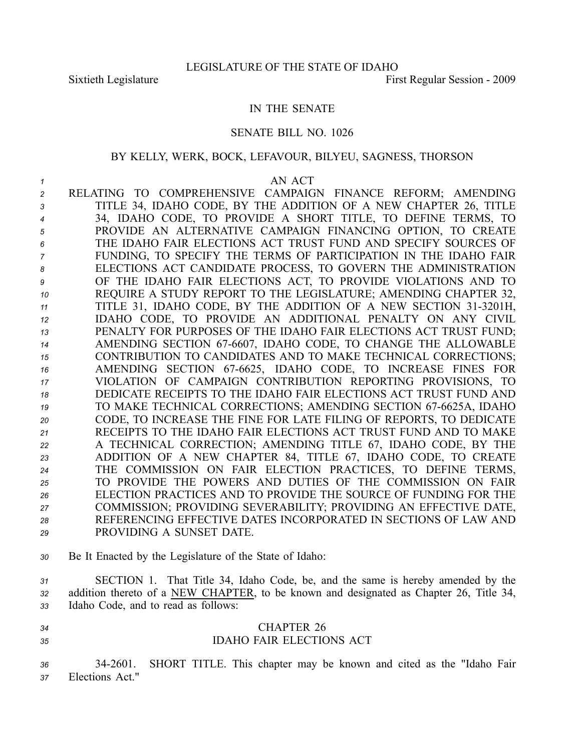LEGISLATURE OF THE STATE OF IDAHO

Sixtieth Legislature First Regular Session - 2009

IN THE SENATE

SENATE BILL NO. 1026

BY KELLY, WERK, BOCK, LEFAVOUR, BILYEU, SAGNESS, THORSON

AN ACT

RELATING TO COMPREHENSIVE CAMPAIGN FINANCE REFORM; AMENDING TITLE 34, IDAHO CODE, BY THE ADDITION OF A NEW CHAPTER 26, TITLE 34, IDAHO CODE, TO PROVIDE A SHORT TITLE, TO DEFINE TERMS, TO PROVIDE AN ALTERNATIVE CAMPAIGN FINANCING OPTION, TO CREATE THE IDAHO FAIR ELECTIONS ACT TRUST FUND AND SPECIFY SOURCES OF FUNDING, TO SPECIFY THE TERMS OF PARTICIPATION IN THE IDAHO FAIR ELECTIONS ACT CANDIDATE PROCESS, TO GOVERN THE ADMINISTRATION OF THE IDAHO FAIR ELECTIONS ACT, TO PROVIDE VIOLATIONS AND TO REQUIRE A STUDY REPORT TO THE LEGISLATURE; AMENDING CHAPTER 32, TITLE 31, IDAHO CODE, BY THE ADDITION OF A NEW SECTION 31-3201H, IDAHO CODE, TO PROVIDE AN ADDITIONAL PENALTY ON ANY CIVIL PENALTY FOR PURPOSES OF THE IDAHO FAIR ELECTIONS ACT TRUST FUND; AMENDING SECTION 67-6607, IDAHO CODE, TO CHANGE THE ALLOWABLE CONTRIBUTION TO CANDIDATES AND TO MAKE TECHNICAL CORRECTIONS; AMENDING SECTION 67-6625, IDAHO CODE, TO INCREASE FINES FOR VIOLATION OF CAMPAIGN CONTRIBUTION REPORTING PROVISIONS, TO DEDICATE RECEIPTS TO THE IDAHO FAIR ELECTIONS ACT TRUST FUND AND TO MAKE TECHNICAL CORRECTIONS; AMENDING SECTION 67-6625A, IDAHO CODE, TO INCREASE THE FINE FOR LATE FILING OF REPORTS, TO DEDICATE RECEIPTS TO THE IDAHO FAIR ELECTIONS ACT TRUST FUND AND TO MAKE A TECHNICAL CORRECTION; AMENDING TITLE 67, IDAHO CODE, BY THE ADDITION OF A NEW CHAPTER 84, TITLE 67, IDAHO CODE, TO CREATE THE COMMISSION ON FAIR ELECTION PRACTICES, TO DEFINE TERMS, TO PROVIDE THE POWERS AND DUTIES OF THE COMMISSION ON FAIR ELECTION PRACTICES AND TO PROVIDE THE SOURCE OF FUNDING FOR THE COMMISSION; PROVIDING SEVERABILITY; PROVIDING AN EFFECTIVE DATE, REFERENCING EFFECTIVE DATES INCORPORATED IN SECTIONS OF LAW AND PROVIDING A SUNSET DATE.

Be It Enacted by the Legislature of the State of Idaho:

SECTION 1. That Title 34, Idaho Code, be, and the same is hereby amended by the addition thereto of a NEW CHAPTER, to be known and designated as Chapter 26, Title 34, Idaho Code, and to read as follows:

CHAPTER 26

IDAHO FAIR ELECTIONS ACT

34-2601. SHORT TITLE. This chapter may be known and cited as the "Idaho Fair Elections Act."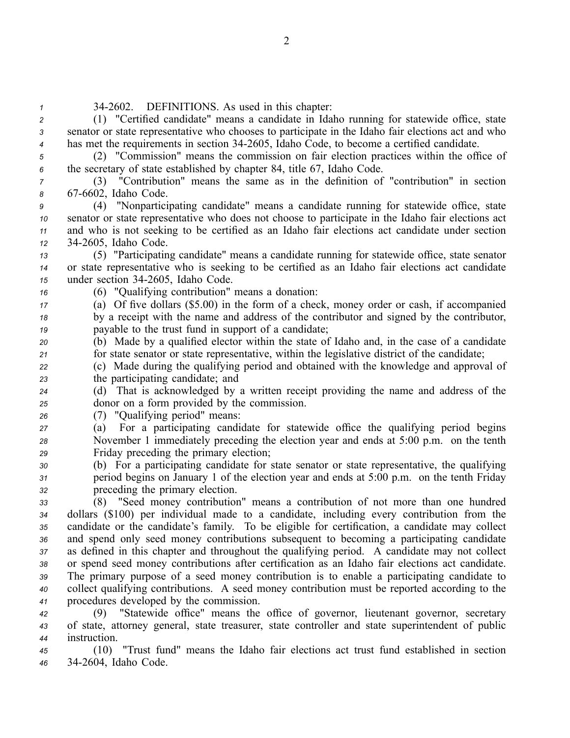34-2602. DEFINITIONS. As used in this chapter:

(1) "Certified candidate" means a candidate in Idaho running for statewide office, state senator or state representative who chooses to participate in the Idaho fair elections act and who has met the requirements in section 34-2605, Idaho Code, to become a certified candidate.

(2) "Commission" means the commission on fair election practices within the office of the secretary of state established by chapter 84, title 67, Idaho Code.

(3) "Contribution" means the same as in the definition of "contribution" in section 67-6602, Idaho Code.

(4) "Nonparticipating candidate" means a candidate running for statewide office, state senator or state representative who does not choose to participate in the Idaho fair elections act and who is not seeking to be certified as an Idaho fair elections act candidate under section 34-2605, Idaho Code.

(5) "Participating candidate" means a candidate running for statewide office, state senator or state representative who is seeking to be certified as an Idaho fair elections act candidate under section 34-2605, Idaho Code.

(6) "Qualifying contribution" means a donation:

(a) Of five dollars ($5.00) in the form of a check, money order or cash, if accompanied by a receipt with the name and address of the contributor and signed by the contributor, payable to the trust fund in support of a candidate;

(b) Made by a qualified elector within the state of Idaho and, in the case of a candidate for state senator or state representative, within the legislative district of the candidate;

(c) Made during the qualifying period and obtained with the knowledge and approval of the participating candidate; and

(d) That is acknowledged by a written receipt providing the name and address of the donor on a form provided by the commission.

(7) "Qualifying period" means:

(a) For a participating candidate for statewide office the qualifying period begins November 1 immediately preceding the election year and ends at 5:00 p.m. on the tenth Friday preceding the primary election;

(b) For a participating candidate for state senator or state representative, the qualifying period begins on January 1 of the election year and ends at 5:00 p.m. on the tenth Friday preceding the primary election.

(8) "Seed money contribution" means a contribution of not more than one hundred dollars ($100) per individual made to a candidate, including every contribution from the candidate or the candidate's family. To be eligible for certification, a candidate may collect and spend only seed money contributions subsequent to becoming a participating candidate as defined in this chapter and throughout the qualifying period. A candidate may not collect or spend seed money contributions after certification as an Idaho fair elections act candidate. The primary purpose of a seed money contribution is to enable a participating candidate to collect qualifying contributions. A seed money contribution must be reported according to the procedures developed by the commission.

(9) "Statewide office" means the office of governor, lieutenant governor, secretary of state, attorney general, state treasurer, state controller and state superintendent of public instruction.

(10) "Trust fund" means the Idaho fair elections act trust fund established in section 34-2604, Idaho Code.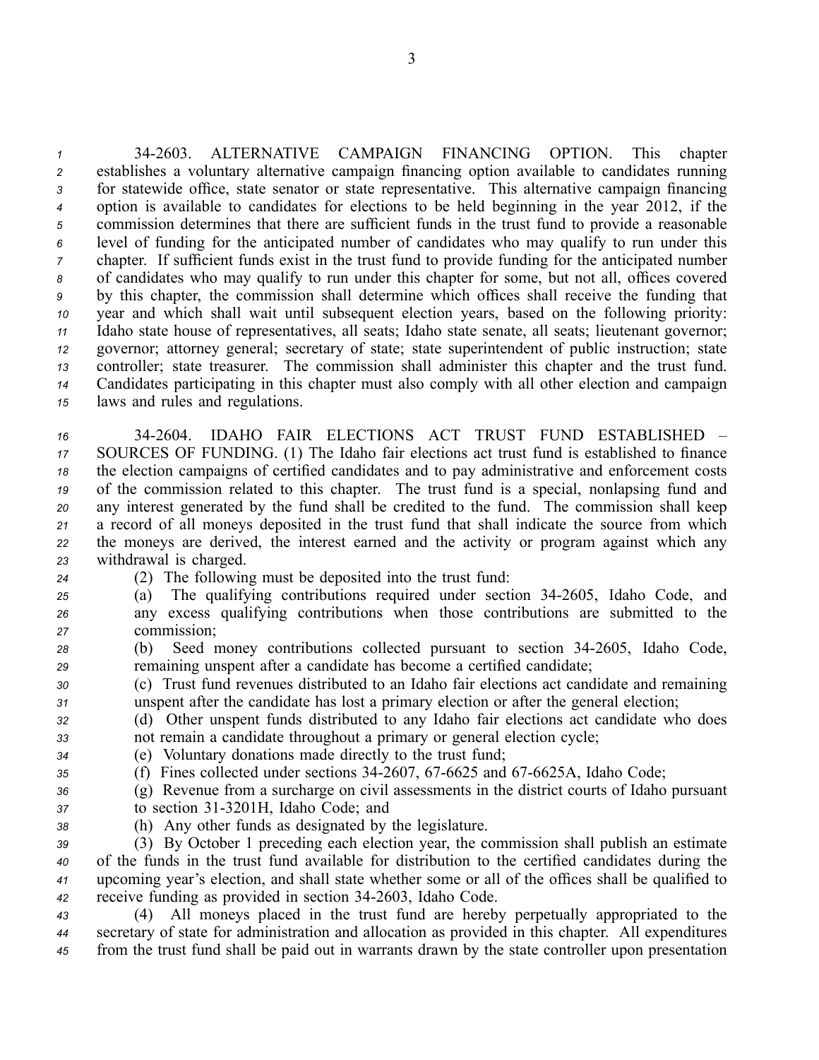34-2603. ALTERNATIVE CAMPAIGN FINANCING OPTION. This chapter establishes a voluntary alternative campaign financing option available to candidates running for statewide office, state senator or state representative. This alternative campaign financing option is available to candidates for elections to be held beginning in the year 2012, if the commission determines that there are sufficient funds in the trust fund to provide a reasonable level of funding for the anticipated number of candidates who may qualify to run under this chapter. If sufficient funds exist in the trust fund to provide funding for the anticipated number of candidates who may qualify to run under this chapter for some, but not all, offices covered by this chapter, the commission shall determine which offices shall receive the funding that year and which shall wait until subsequent election years, based on the following priority: Idaho state house of representatives, all seats; Idaho state senate, all seats; lieutenant governor; governor; attorney general; secretary of state; state superintendent of public instruction; state controller; state treasurer. The commission shall administer this chapter and the trust fund. Candidates participating in this chapter must also comply with all other election and campaign laws and rules and regulations.

34-2604. IDAHO FAIR ELECTIONS ACT TRUST FUND ESTABLISHED – SOURCES OF FUNDING. (1) The Idaho fair elections act trust fund is established to finance the election campaigns of certified candidates and to pay administrative and enforcement costs of the commission related to this chapter. The trust fund is a special, nonlapsing fund and any interest generated by the fund shall be credited to the fund. The commission shall keep a record of all moneys deposited in the trust fund that shall indicate the source from which the moneys are derived, the interest earned and the activity or program against which any withdrawal is charged.

(2) The following must be deposited into the trust fund:

(a) The qualifying contributions required under section 34-2605, Idaho Code, and any excess qualifying contributions when those contributions are submitted to the commission;

(b) Seed money contributions collected pursuant to section 34-2605, Idaho Code, remaining unspent after a candidate has become a certified candidate;

(c) Trust fund revenues distributed to an Idaho fair elections act candidate and remaining unspent after the candidate has lost a primary election or after the general election;

(d) Other unspent funds distributed to any Idaho fair elections act candidate who does not remain a candidate throughout a primary or general election cycle;

(e) Voluntary donations made directly to the trust fund;

(f) Fines collected under sections 34-2607, 67-6625 and 67-6625A, Idaho Code;

(g) Revenue from a surcharge on civil assessments in the district courts of Idaho pursuant to section 31-3201H, Idaho Code; and

(h) Any other funds as designated by the legislature.

(3) By October 1 preceding each election year, the commission shall publish an estimate of the funds in the trust fund available for distribution to the certified candidates during the upcoming year's election, and shall state whether some or all of the offices shall be qualified to receive funding as provided in section 34-2603, Idaho Code.

(4) All moneys placed in the trust fund are hereby perpetually appropriated to the secretary of state for administration and allocation as provided in this chapter. All expenditures from the trust fund shall be paid out in warrants drawn by the state controller upon presentation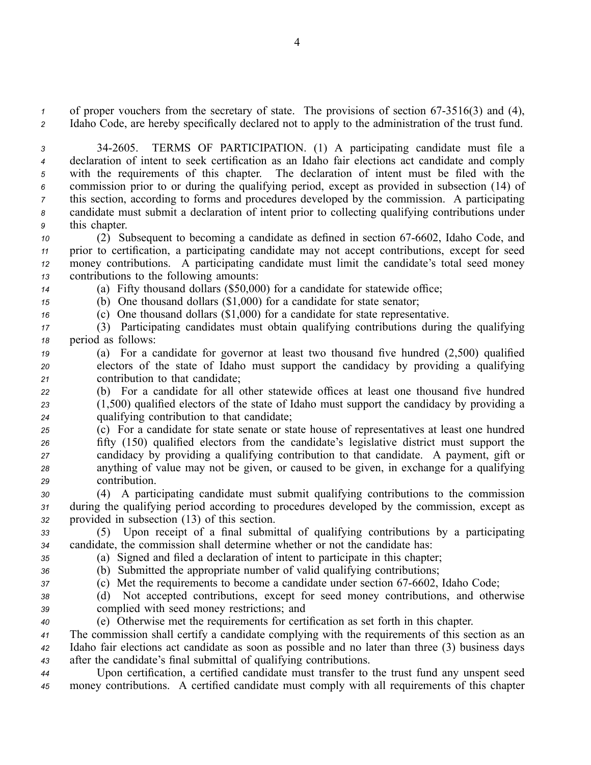of proper vouchers from the secretary of state. The provisions of section 67-3516(3) and (4), Idaho Code, are hereby specifically declared not to apply to the administration of the trust fund.

34-2605. TERMS OF PARTICIPATION. (1) A participating candidate must file a declaration of intent to seek certification as an Idaho fair elections act candidate and comply with the requirements of this chapter. The declaration of intent must be filed with the commission prior to or during the qualifying period, except as provided in subsection (14) of this section, according to forms and procedures developed by the commission. A participating candidate must submit a declaration of intent prior to collecting qualifying contributions under this chapter.

(2) Subsequent to becoming a candidate as defined in section 67-6602, Idaho Code, and prior to certification, a participating candidate may not accept contributions, except for seed money contributions. A participating candidate must limit the candidate's total seed money contributions to the following amounts:

(a) Fifty thousand dollars ($50,000) for a candidate for statewide office;

(b) One thousand dollars ($1,000) for a candidate for state senator;

(c) One thousand dollars ($1,000) for a candidate for state representative.

(3) Participating candidates must obtain qualifying contributions during the qualifying period as follows:

(a) For a candidate for governor at least two thousand five hundred (2,500) qualified electors of the state of Idaho must support the candidacy by providing a qualifying contribution to that candidate;

(b) For a candidate for all other statewide offices at least one thousand five hundred (1,500) qualified electors of the state of Idaho must support the candidacy by providing a qualifying contribution to that candidate;

(c) For a candidate for state senate or state house of representatives at least one hundred fifty (150) qualified electors from the candidate's legislative district must support the candidacy by providing a qualifying contribution to that candidate. A payment, gift or anything of value may not be given, or caused to be given, in exchange for a qualifying contribution.

(4) A participating candidate must submit qualifying contributions to the commission during the qualifying period according to procedures developed by the commission, except as provided in subsection (13) of this section.

(5) Upon receipt of a final submittal of qualifying contributions by a participating candidate, the commission shall determine whether or not the candidate has:

(a) Signed and filed a declaration of intent to participate in this chapter;

(b) Submitted the appropriate number of valid qualifying contributions;

(c) Met the requirements to become a candidate under section 67-6602, Idaho Code;

(d) Not accepted contributions, except for seed money contributions, and otherwise complied with seed money restrictions; and

(e) Otherwise met the requirements for certification as set forth in this chapter.

The commission shall certify a candidate complying with the requirements of this section as an Idaho fair elections act candidate as soon as possible and no later than three (3) business days after the candidate's final submittal of qualifying contributions.

Upon certification, a certified candidate must transfer to the trust fund any unspent seed money contributions. A certified candidate must comply with all requirements of this chapter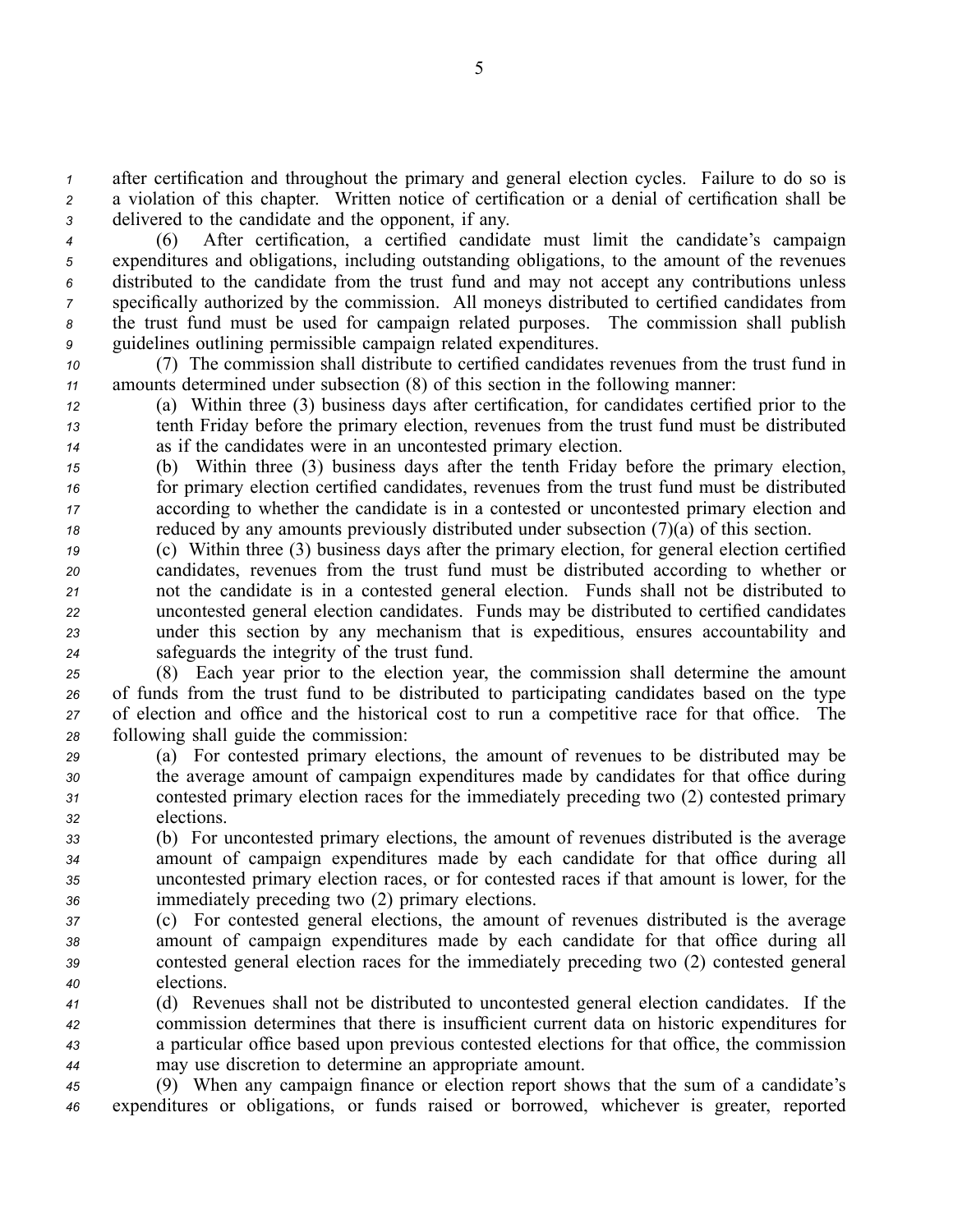after certification and throughout the primary and general election cycles. Failure to do so is a violation of this chapter. Written notice of certification or a denial of certification shall be delivered to the candidate and the opponent, if any.

(6) After certification, a certified candidate must limit the candidate's campaign expenditures and obligations, including outstanding obligations, to the amount of the revenues distributed to the candidate from the trust fund and may not accept any contributions unless specifically authorized by the commission. All moneys distributed to certified candidates from the trust fund must be used for campaign related purposes. The commission shall publish guidelines outlining permissible campaign related expenditures.

(7) The commission shall distribute to certified candidates revenues from the trust fund in amounts determined under subsection (8) of this section in the following manner:

(a) Within three (3) business days after certification, for candidates certified prior to the tenth Friday before the primary election, revenues from the trust fund must be distributed as if the candidates were in an uncontested primary election.

(b) Within three (3) business days after the tenth Friday before the primary election, for primary election certified candidates, revenues from the trust fund must be distributed according to whether the candidate is in a contested or uncontested primary election and reduced by any amounts previously distributed under subsection (7)(a) of this section.

(c) Within three (3) business days after the primary election, for general election certified candidates, revenues from the trust fund must be distributed according to whether or not the candidate is in a contested general election. Funds shall not be distributed to uncontested general election candidates. Funds may be distributed to certified candidates under this section by any mechanism that is expeditious, ensures accountability and safeguards the integrity of the trust fund.

(8) Each year prior to the election year, the commission shall determine the amount of funds from the trust fund to be distributed to participating candidates based on the type of election and office and the historical cost to run a competitive race for that office. The following shall guide the commission:

(a) For contested primary elections, the amount of revenues to be distributed may be the average amount of campaign expenditures made by candidates for that office during contested primary election races for the immediately preceding two (2) contested primary elections.

(b) For uncontested primary elections, the amount of revenues distributed is the average amount of campaign expenditures made by each candidate for that office during all uncontested primary election races, or for contested races if that amount is lower, for the immediately preceding two (2) primary elections.

(c) For contested general elections, the amount of revenues distributed is the average amount of campaign expenditures made by each candidate for that office during all contested general election races for the immediately preceding two (2) contested general elections.

(d) Revenues shall not be distributed to uncontested general election candidates. If the commission determines that there is insufficient current data on historic expenditures for a particular office based upon previous contested elections for that office, the commission may use discretion to determine an appropriate amount.

(9) When any campaign finance or election report shows that the sum of a candidate's expenditures or obligations, or funds raised or borrowed, whichever is greater, reported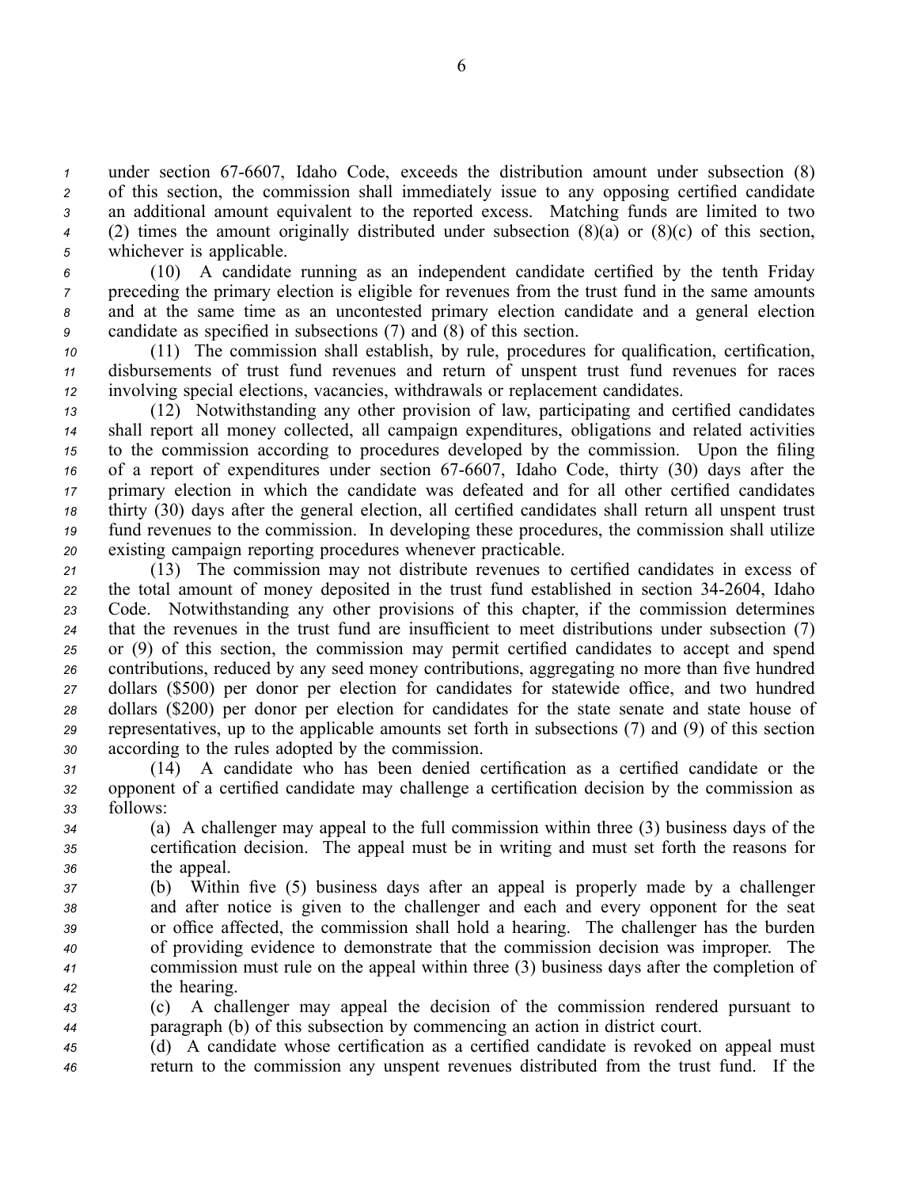under section 67-6607, Idaho Code, exceeds the distribution amount under subsection (8) of this section, the commission shall immediately issue to any opposing certified candidate an additional amount equivalent to the reported excess. Matching funds are limited to two (2) times the amount originally distributed under subsection (8)(a) or (8)(c) of this section, whichever is applicable.

(10) A candidate running as an independent candidate certified by the tenth Friday preceding the primary election is eligible for revenues from the trust fund in the same amounts and at the same time as an uncontested primary election candidate and a general election candidate as specified in subsections (7) and (8) of this section.

(11) The commission shall establish, by rule, procedures for qualification, certification, disbursements of trust fund revenues and return of unspent trust fund revenues for races involving special elections, vacancies, withdrawals or replacement candidates.

(12) Notwithstanding any other provision of law, participating and certified candidates shall report all money collected, all campaign expenditures, obligations and related activities to the commission according to procedures developed by the commission. Upon the filing of a report of expenditures under section 67-6607, Idaho Code, thirty (30) days after the primary election in which the candidate was defeated and for all other certified candidates thirty (30) days after the general election, all certified candidates shall return all unspent trust fund revenues to the commission. In developing these procedures, the commission shall utilize existing campaign reporting procedures whenever practicable.

(13) The commission may not distribute revenues to certified candidates in excess of the total amount of money deposited in the trust fund established in section 34-2604, Idaho Code. Notwithstanding any other provisions of this chapter, if the commission determines that the revenues in the trust fund are insufficient to meet distributions under subsection (7) or (9) of this section, the commission may permit certified candidates to accept and spend contributions, reduced by any seed money contributions, aggregating no more than five hundred dollars ($500) per donor per election for candidates for statewide office, and two hundred dollars ($200) per donor per election for candidates for the state senate and state house of representatives, up to the applicable amounts set forth in subsections (7) and (9) of this section according to the rules adopted by the commission.

(14) A candidate who has been denied certification as a certified candidate or the opponent of a certified candidate may challenge a certification decision by the commission as follows:

(a) A challenger may appeal to the full commission within three (3) business days of the certification decision. The appeal must be in writing and must set forth the reasons for the appeal.

(b) Within five (5) business days after an appeal is properly made by a challenger and after notice is given to the challenger and each and every opponent for the seat or office affected, the commission shall hold a hearing. The challenger has the burden of providing evidence to demonstrate that the commission decision was improper. The commission must rule on the appeal within three (3) business days after the completion of the hearing.

(c) A challenger may appeal the decision of the commission rendered pursuant to paragraph (b) of this subsection by commencing an action in district court.

(d) A candidate whose certification as a certified candidate is revoked on appeal must return to the commission any unspent revenues distributed from the trust fund. If the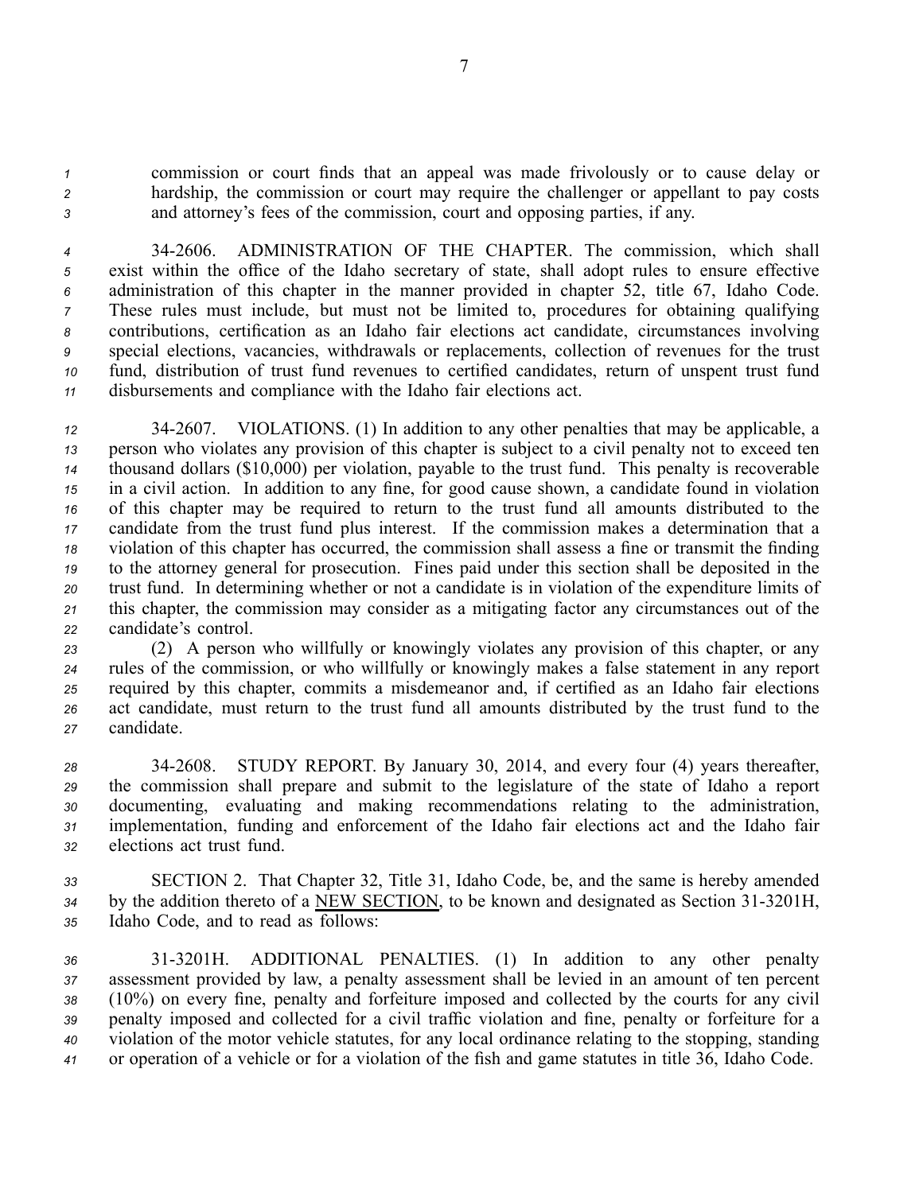commission or court finds that an appeal was made frivolously or to cause delay or hardship, the commission or court may require the challenger or appellant to pay costs and attorney's fees of the commission, court and opposing parties, if any.

34-2606. ADMINISTRATION OF THE CHAPTER. The commission, which shall exist within the office of the Idaho secretary of state, shall adopt rules to ensure effective administration of this chapter in the manner provided in chapter 52, title 67, Idaho Code. These rules must include, but must not be limited to, procedures for obtaining qualifying contributions, certification as an Idaho fair elections act candidate, circumstances involving special elections, vacancies, withdrawals or replacements, collection of revenues for the trust fund, distribution of trust fund revenues to certified candidates, return of unspent trust fund disbursements and compliance with the Idaho fair elections act.

34-2607. VIOLATIONS. (1) In addition to any other penalties that may be applicable, a person who violates any provision of this chapter is subject to a civil penalty not to exceed ten thousand dollars ($10,000) per violation, payable to the trust fund. This penalty is recoverable in a civil action. In addition to any fine, for good cause shown, a candidate found in violation of this chapter may be required to return to the trust fund all amounts distributed to the candidate from the trust fund plus interest. If the commission makes a determination that a violation of this chapter has occurred, the commission shall assess a fine or transmit the finding to the attorney general for prosecution. Fines paid under this section shall be deposited in the trust fund. In determining whether or not a candidate is in violation of the expenditure limits of this chapter, the commission may consider as a mitigating factor any circumstances out of the candidate's control.

(2) A person who willfully or knowingly violates any provision of this chapter, or any rules of the commission, or who willfully or knowingly makes a false statement in any report required by this chapter, commits a misdemeanor and, if certified as an Idaho fair elections act candidate, must return to the trust fund all amounts distributed by the trust fund to the candidate.

34-2608. STUDY REPORT. By January 30, 2014, and every four (4) years thereafter, the commission shall prepare and submit to the legislature of the state of Idaho a report documenting, evaluating and making recommendations relating to the administration, implementation, funding and enforcement of the Idaho fair elections act and the Idaho fair elections act trust fund.

SECTION 2. That Chapter 32, Title 31, Idaho Code, be, and the same is hereby amended by the addition thereto of a NEW SECTION, to be known and designated as Section 31-3201H, Idaho Code, and to read as follows:

31-3201H. ADDITIONAL PENALTIES. (1) In addition to any other penalty assessment provided by law, a penalty assessment shall be levied in an amount of ten percent (10%) on every fine, penalty and forfeiture imposed and collected by the courts for any civil penalty imposed and collected for a civil traffic violation and fine, penalty or forfeiture for a violation of the motor vehicle statutes, for any local ordinance relating to the stopping, standing or operation of a vehicle or for a violation of the fish and game statutes in title 36, Idaho Code.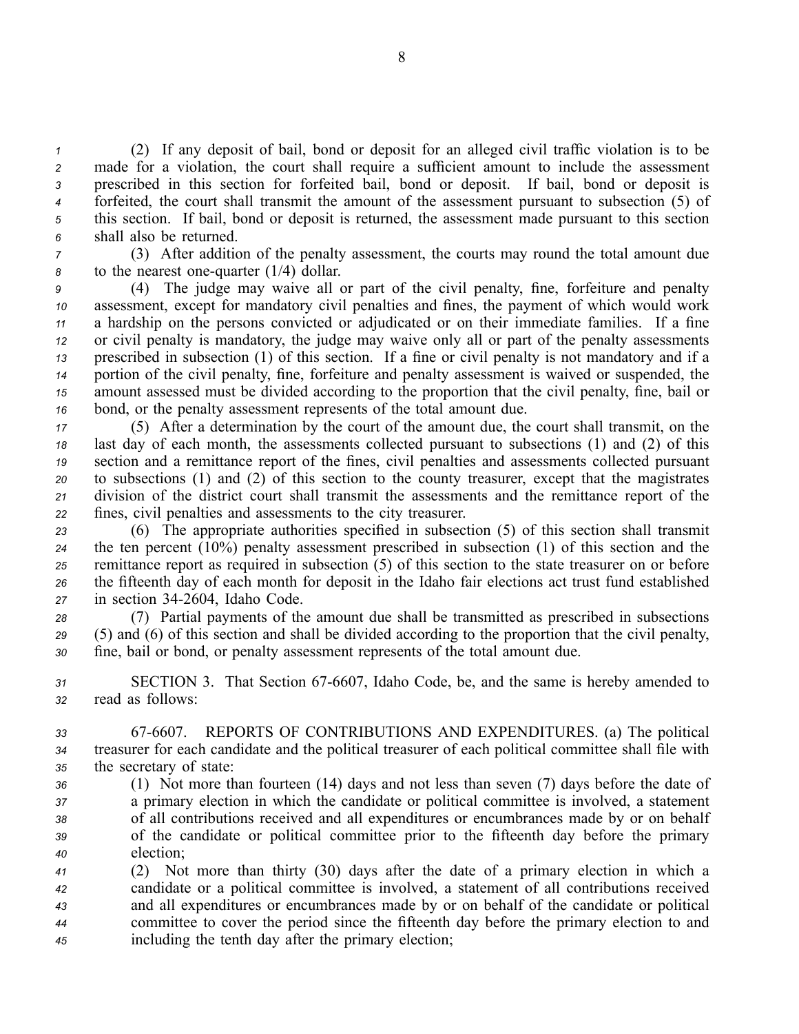(2) If any deposit of bail, bond or deposit for an alleged civil traffic violation is to be made for a violation, the court shall require a sufficient amount to include the assessment prescribed in this section for forfeited bail, bond or deposit. If bail, bond or deposit is forfeited, the court shall transmit the amount of the assessment pursuant to subsection (5) of this section. If bail, bond or deposit is returned, the assessment made pursuant to this section shall also be returned.

(3) After addition of the penalty assessment, the courts may round the total amount due to the nearest one-quarter (1/4) dollar.

(4) The judge may waive all or part of the civil penalty, fine, forfeiture and penalty assessment, except for mandatory civil penalties and fines, the payment of which would work a hardship on the persons convicted or adjudicated or on their immediate families. If a fine or civil penalty is mandatory, the judge may waive only all or part of the penalty assessments prescribed in subsection (1) of this section. If a fine or civil penalty is not mandatory and if a portion of the civil penalty, fine, forfeiture and penalty assessment is waived or suspended, the amount assessed must be divided according to the proportion that the civil penalty, fine, bail or bond, or the penalty assessment represents of the total amount due.

(5) After a determination by the court of the amount due, the court shall transmit, on the last day of each month, the assessments collected pursuant to subsections (1) and (2) of this section and a remittance report of the fines, civil penalties and assessments collected pursuant to subsections (1) and (2) of this section to the county treasurer, except that the magistrates division of the district court shall transmit the assessments and the remittance report of the fines, civil penalties and assessments to the city treasurer.

(6) The appropriate authorities specified in subsection (5) of this section shall transmit the ten percent (10%) penalty assessment prescribed in subsection (1) of this section and the remittance report as required in subsection (5) of this section to the state treasurer on or before the fifteenth day of each month for deposit in the Idaho fair elections act trust fund established in section 34-2604, Idaho Code.

(7) Partial payments of the amount due shall be transmitted as prescribed in subsections (5) and (6) of this section and shall be divided according to the proportion that the civil penalty, fine, bail or bond, or penalty assessment represents of the total amount due.

SECTION 3. That Section 67-6607, Idaho Code, be, and the same is hereby amended to read as follows:

67-6607. REPORTS OF CONTRIBUTIONS AND EXPENDITURES. (a) The political treasurer for each candidate and the political treasurer of each political committee shall file with the secretary of state:

(1) Not more than fourteen (14) days and not less than seven (7) days before the date of a primary election in which the candidate or political committee is involved, a statement of all contributions received and all expenditures or encumbrances made by or on behalf of the candidate or political committee prior to the fifteenth day before the primary election;

(2) Not more than thirty (30) days after the date of a primary election in which a candidate or a political committee is involved, a statement of all contributions received and all expenditures or encumbrances made by or on behalf of the candidate or political committee to cover the period since the fifteenth day before the primary election to and including the tenth day after the primary election;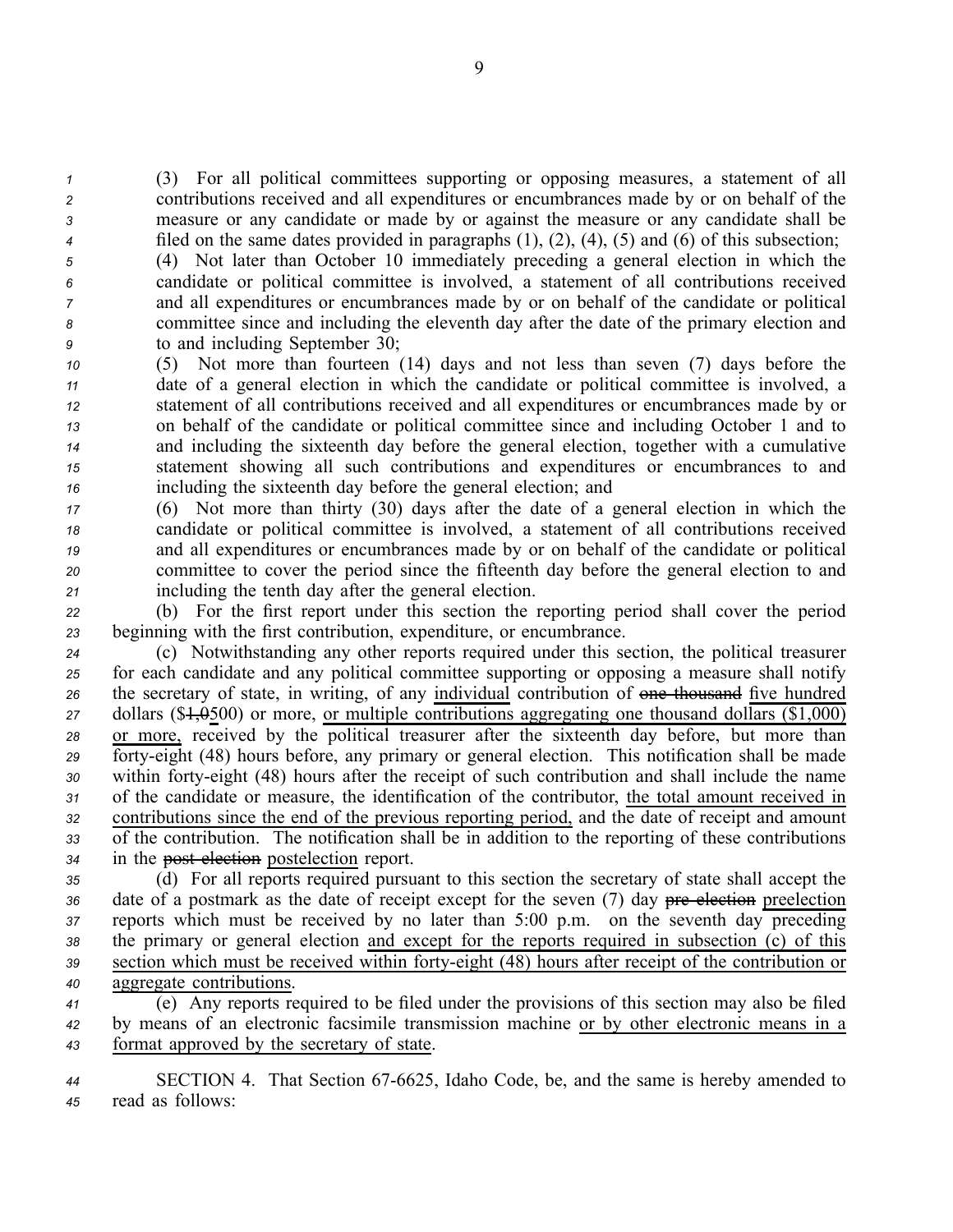(3) For all political committees supporting or opposing measures, a statement of all contributions received and all expenditures or encumbrances made by or on behalf of the measure or any candidate or made by or against the measure or any candidate shall be filed on the same dates provided in paragraphs (1), (2), (4), (5) and (6) of this subsection;

(4) Not later than October 10 immediately preceding a general election in which the candidate or political committee is involved, a statement of all contributions received and all expenditures or encumbrances made by or on behalf of the candidate or political committee since and including the eleventh day after the date of the primary election and to and including September 30;

(5) Not more than fourteen (14) days and not less than seven (7) days before the date of a general election in which the candidate or political committee is involved, a statement of all contributions received and all expenditures or encumbrances made by or on behalf of the candidate or political committee since and including October 1 and to and including the sixteenth day before the general election, together with a cumulative statement showing all such contributions and expenditures or encumbrances to and including the sixteenth day before the general election; and

(6) Not more than thirty (30) days after the date of a general election in which the candidate or political committee is involved, a statement of all contributions received and all expenditures or encumbrances made by or on behalf of the candidate or political committee to cover the period since the fifteenth day before the general election to and including the tenth day after the general election.

(b) For the first report under this section the reporting period shall cover the period beginning with the first contribution, expenditure, or encumbrance.

(c) Notwithstanding any other reports required under this section, the political treasurer for each candidate and any political committee supporting or opposing a measure shall notify the secretary of state, in writing, of any individual contribution of ~~one thousand~~ five hundred dollars ($~~1,0~~500) or more, or multiple contributions aggregating one thousand dollars ($1,000) or more, received by the political treasurer after the sixteenth day before, but more than forty-eight (48) hours before, any primary or general election. This notification shall be made within forty-eight (48) hours after the receipt of such contribution and shall include the name of the candidate or measure, the identification of the contributor, the total amount received in contributions since the end of the previous reporting period, and the date of receipt and amount of the contribution. The notification shall be in addition to the reporting of these contributions in the ~~post-election~~ postelection report.

(d) For all reports required pursuant to this section the secretary of state shall accept the date of a postmark as the date of receipt except for the seven (7) day ~~pre-election~~ preelection reports which must be received by no later than 5:00 p.m. on the seventh day preceding the primary or general election and except for the reports required in subsection (c) of this section which must be received within forty-eight (48) hours after receipt of the contribution or aggregate contributions.

(e) Any reports required to be filed under the provisions of this section may also be filed by means of an electronic facsimile transmission machine or by other electronic means in a format approved by the secretary of state.

SECTION 4. That Section 67-6625, Idaho Code, be, and the same is hereby amended to read as follows: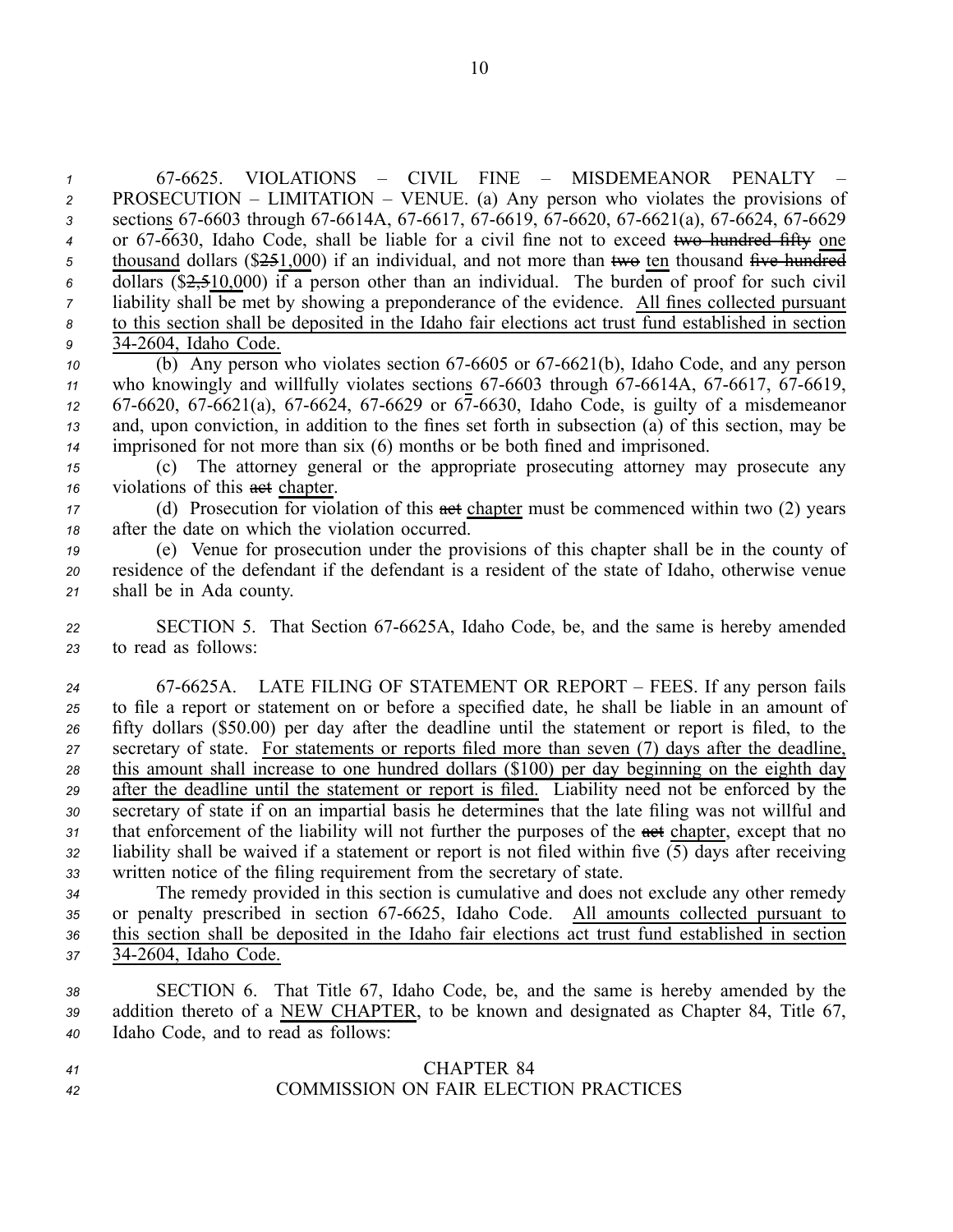67-6625. VIOLATIONS – CIVIL FINE – MISDEMEANOR PENALTY – PROSECUTION – LIMITATION – VENUE. (a) Any person who violates the provisions of section<u>s</u> 67-6603 through 67-6614A, 67-6617, 67-6619, 67-6620, 67-6621(a), 67-6624, 67-6629 or 67-6630, Idaho Code, shall be liable for a civil fine not to exceed ~~two hundred fifty~~ <u>one thousand</u> dollars ($~~25~~<u>1,0</u>00) if an individual, and not more than ~~two~~ <u>ten</u> thousand ~~five hundred~~ dollars ($~~2,5~~<u>10,0</u>00) if a person other than an individual. The burden of proof for such civil liability shall be met by showing a preponderance of the evidence. <u>All fines collected pursuant to this section shall be deposited in the Idaho fair elections act trust fund established in section 34-2604, Idaho Code.</u>

(b) Any person who violates section 67-6605 or 67-6621(b), Idaho Code, and any person who knowingly and willfully violates section<u>s</u> 67-6603 through 67-6614A, 67-6617, 67-6619, 67-6620, 67-6621(a), 67-6624, 67-6629 or 67-6630, Idaho Code, is guilty of a misdemeanor and, upon conviction, in addition to the fines set forth in subsection (a) of this section, may be imprisoned for not more than six (6) months or be both fined and imprisoned.

(c) The attorney general or the appropriate prosecuting attorney may prosecute any violations of this ~~act~~ <u>chapter</u>.

(d) Prosecution for violation of this ~~act~~ <u>chapter</u> must be commenced within two (2) years after the date on which the violation occurred.

(e) Venue for prosecution under the provisions of this chapter shall be in the county of residence of the defendant if the defendant is a resident of the state of Idaho, otherwise venue shall be in Ada county.

SECTION 5. That Section 67-6625A, Idaho Code, be, and the same is hereby amended to read as follows:

67-6625A. LATE FILING OF STATEMENT OR REPORT – FEES. If any person fails to file a report or statement on or before a specified date, he shall be liable in an amount of fifty dollars ($50.00) per day after the deadline until the statement or report is filed, to the secretary of state. <u>For statements or reports filed more than seven (7) days after the deadline, this amount shall increase to one hundred dollars ($100) per day beginning on the eighth day after the deadline until the statement or report is filed.</u> Liability need not be enforced by the secretary of state if on an impartial basis he determines that the late filing was not willful and that enforcement of the liability will not further the purposes of the ~~act~~ <u>chapter</u>, except that no liability shall be waived if a statement or report is not filed within five (5) days after receiving written notice of the filing requirement from the secretary of state.

The remedy provided in this section is cumulative and does not exclude any other remedy or penalty prescribed in section 67-6625, Idaho Code. <u>All amounts collected pursuant to this section shall be deposited in the Idaho fair elections act trust fund established in section 34-2604, Idaho Code.</u>

SECTION 6. That Title 67, Idaho Code, be, and the same is hereby amended by the addition thereto of a <u>NEW CHAPTER</u>, to be known and designated as Chapter 84, Title 67, Idaho Code, and to read as follows:

CHAPTER 84

COMMISSION ON FAIR ELECTION PRACTICES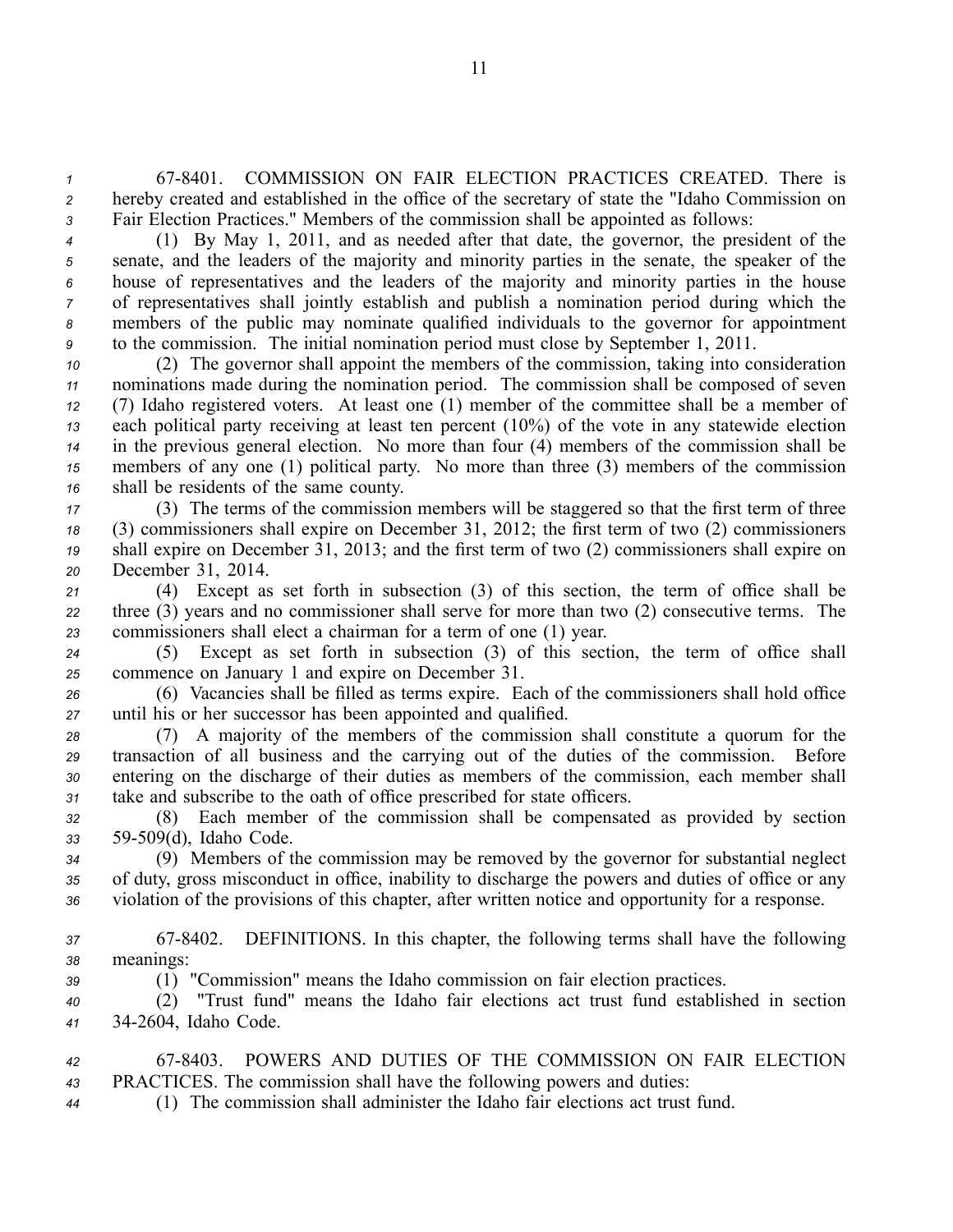67-8401. COMMISSION ON FAIR ELECTION PRACTICES CREATED. There is hereby created and established in the office of the secretary of state the "Idaho Commission on Fair Election Practices." Members of the commission shall be appointed as follows:

(1) By May 1, 2011, and as needed after that date, the governor, the president of the senate, and the leaders of the majority and minority parties in the senate, the speaker of the house of representatives and the leaders of the majority and minority parties in the house of representatives shall jointly establish and publish a nomination period during which the members of the public may nominate qualified individuals to the governor for appointment to the commission. The initial nomination period must close by September 1, 2011.

(2) The governor shall appoint the members of the commission, taking into consideration nominations made during the nomination period. The commission shall be composed of seven (7) Idaho registered voters. At least one (1) member of the committee shall be a member of each political party receiving at least ten percent (10%) of the vote in any statewide election in the previous general election. No more than four (4) members of the commission shall be members of any one (1) political party. No more than three (3) members of the commission shall be residents of the same county.

(3) The terms of the commission members will be staggered so that the first term of three (3) commissioners shall expire on December 31, 2012; the first term of two (2) commissioners shall expire on December 31, 2013; and the first term of two (2) commissioners shall expire on December 31, 2014.

(4) Except as set forth in subsection (3) of this section, the term of office shall be three (3) years and no commissioner shall serve for more than two (2) consecutive terms. The commissioners shall elect a chairman for a term of one (1) year.

(5) Except as set forth in subsection (3) of this section, the term of office shall commence on January 1 and expire on December 31.

(6) Vacancies shall be filled as terms expire. Each of the commissioners shall hold office until his or her successor has been appointed and qualified.

(7) A majority of the members of the commission shall constitute a quorum for the transaction of all business and the carrying out of the duties of the commission. Before entering on the discharge of their duties as members of the commission, each member shall take and subscribe to the oath of office prescribed for state officers.

(8) Each member of the commission shall be compensated as provided by section 59-509(d), Idaho Code.

(9) Members of the commission may be removed by the governor for substantial neglect of duty, gross misconduct in office, inability to discharge the powers and duties of office or any violation of the provisions of this chapter, after written notice and opportunity for a response.

67-8402. DEFINITIONS. In this chapter, the following terms shall have the following meanings:

(1) "Commission" means the Idaho commission on fair election practices.

(2) "Trust fund" means the Idaho fair elections act trust fund established in section 34-2604, Idaho Code.

67-8403. POWERS AND DUTIES OF THE COMMISSION ON FAIR ELECTION PRACTICES. The commission shall have the following powers and duties:

(1) The commission shall administer the Idaho fair elections act trust fund.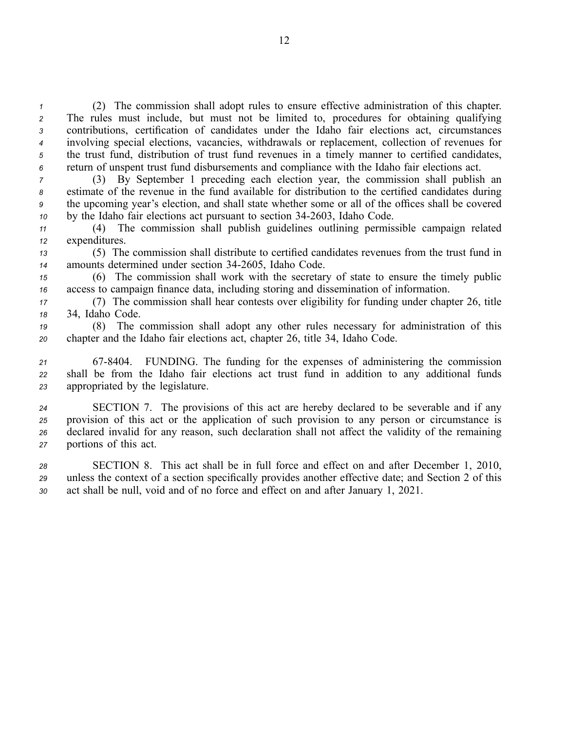(2) The commission shall adopt rules to ensure effective administration of this chapter. The rules must include, but must not be limited to, procedures for obtaining qualifying contributions, certification of candidates under the Idaho fair elections act, circumstances involving special elections, vacancies, withdrawals or replacement, collection of revenues for the trust fund, distribution of trust fund revenues in a timely manner to certified candidates, return of unspent trust fund disbursements and compliance with the Idaho fair elections act.

(3) By September 1 preceding each election year, the commission shall publish an estimate of the revenue in the fund available for distribution to the certified candidates during the upcoming year's election, and shall state whether some or all of the offices shall be covered by the Idaho fair elections act pursuant to section 34-2603, Idaho Code.

(4) The commission shall publish guidelines outlining permissible campaign related expenditures.

(5) The commission shall distribute to certified candidates revenues from the trust fund in amounts determined under section 34-2605, Idaho Code.

(6) The commission shall work with the secretary of state to ensure the timely public access to campaign finance data, including storing and dissemination of information.

(7) The commission shall hear contests over eligibility for funding under chapter 26, title 34, Idaho Code.

(8) The commission shall adopt any other rules necessary for administration of this chapter and the Idaho fair elections act, chapter 26, title 34, Idaho Code.

67-8404. FUNDING. The funding for the expenses of administering the commission shall be from the Idaho fair elections act trust fund in addition to any additional funds appropriated by the legislature.

SECTION 7. The provisions of this act are hereby declared to be severable and if any provision of this act or the application of such provision to any person or circumstance is declared invalid for any reason, such declaration shall not affect the validity of the remaining portions of this act.

SECTION 8. This act shall be in full force and effect on and after December 1, 2010, unless the context of a section specifically provides another effective date; and Section 2 of this act shall be null, void and of no force and effect on and after January 1, 2021.